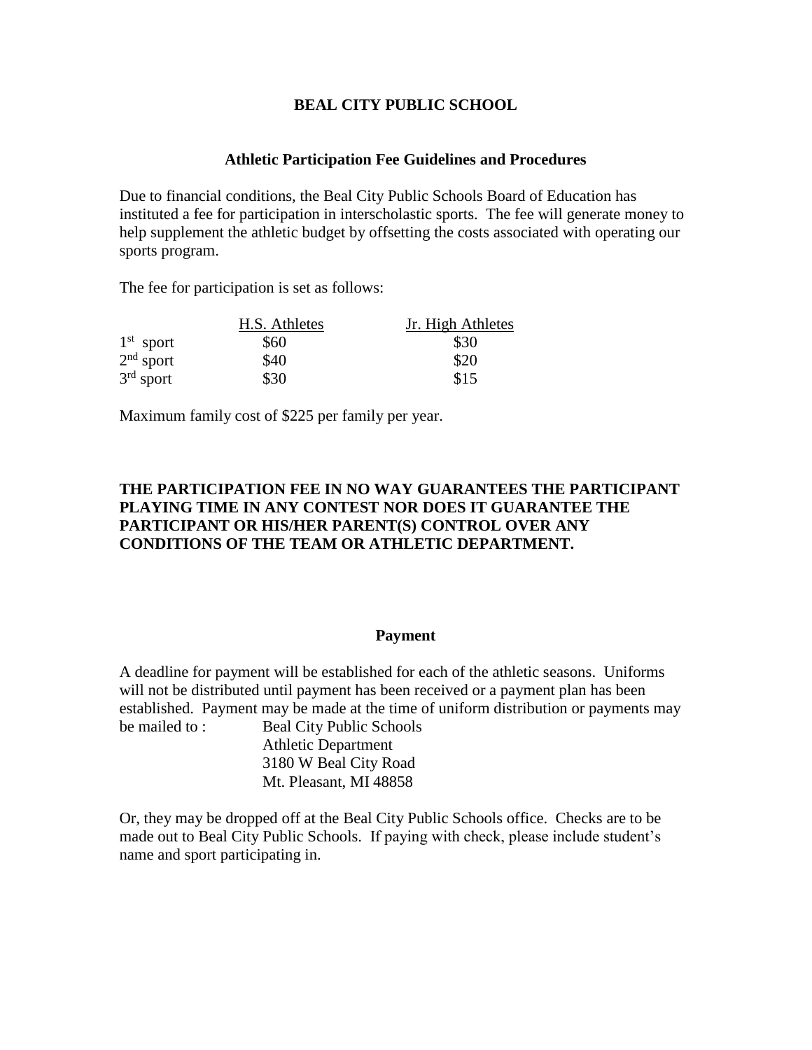# BEAL CITY PUBLIC SCHOOL

## Athletic Participation Fee Guidelines and Procedures

Due to financial conditions, the Beal City Public Schools Board of Education has instituted a fee for participation in interscholastic sports. The fee will generate money to help supplement the athletic budget by offsetting the costs associated with operating our sports program.

The fee for participation is set as follows:

| | H.S. Athletes | Jr. High Athletes |
|---|---|---|
| 1st sport | \$60 | \$30 |
| 2nd sport | \$40 | \$20 |
| 3rd sport | \$30 | \$15 |

Maximum family cost of \$225 per family per year.

**THE PARTICIPATION FEE IN NO WAY GUARANTEES THE PARTICIPANT PLAYING TIME IN ANY CONTEST NOR DOES IT GUARANTEE THE PARTICIPANT OR HIS/HER PARENT(S) CONTROL OVER ANY CONDITIONS OF THE TEAM OR ATHLETIC DEPARTMENT.**

## Payment

A deadline for payment will be established for each of the athletic seasons. Uniforms will not be distributed until payment has been received or a payment plan has been established. Payment may be made at the time of uniform distribution or payments may be mailed to :

Beal City Public Schools
Athletic Department
3180 W Beal City Road
Mt. Pleasant, MI 48858

Or, they may be dropped off at the Beal City Public Schools office. Checks are to be made out to Beal City Public Schools. If paying with check, please include student's name and sport participating in.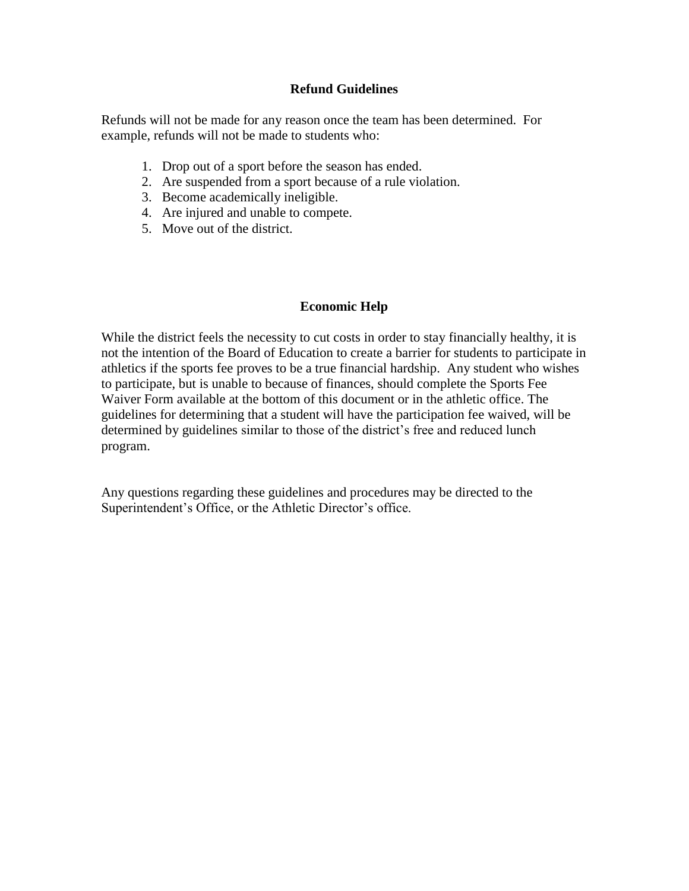## Refund Guidelines

Refunds will not be made for any reason once the team has been determined. For example, refunds will not be made to students who:

1. Drop out of a sport before the season has ended.
2. Are suspended from a sport because of a rule violation.
3. Become academically ineligible.
4. Are injured and unable to compete.
5. Move out of the district.

## Economic Help

While the district feels the necessity to cut costs in order to stay financially healthy, it is not the intention of the Board of Education to create a barrier for students to participate in athletics if the sports fee proves to be a true financial hardship. Any student who wishes to participate, but is unable to because of finances, should complete the Sports Fee Waiver Form available at the bottom of this document or in the athletic office. The guidelines for determining that a student will have the participation fee waived, will be determined by guidelines similar to those of the district's free and reduced lunch program.

Any questions regarding these guidelines and procedures may be directed to the Superintendent's Office, or the Athletic Director's office.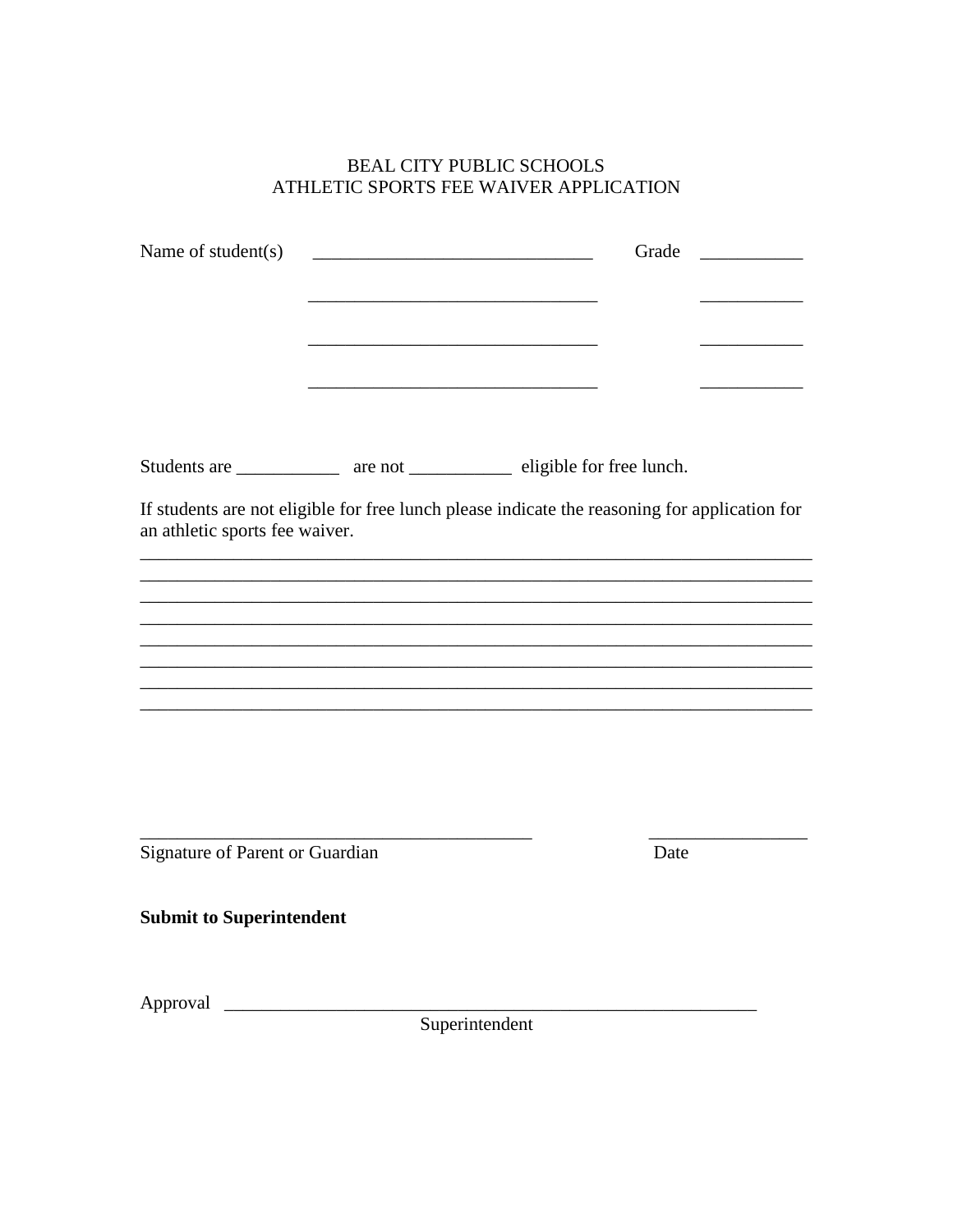BEAL CITY PUBLIC SCHOOLS
ATHLETIC SPORTS FEE WAIVER APPLICATION

Name of student(s) ______________________________ Grade ___________

______________________________ ___________

______________________________ ___________

______________________________ ___________

Students are ___________ are not ___________ eligible for free lunch.

If students are not eligible for free lunch please indicate the reasoning for application for an athletic sports fee waiver.

________________________________________________________________________
________________________________________________________________________
________________________________________________________________________
________________________________________________________________________
________________________________________________________________________
________________________________________________________________________
________________________________________________________________________
________________________________________________________________________

__________________________________________ _________________
Signature of Parent or Guardian Date

**Submit to Superintendent**

Approval _________________________________________________________
Superintendent